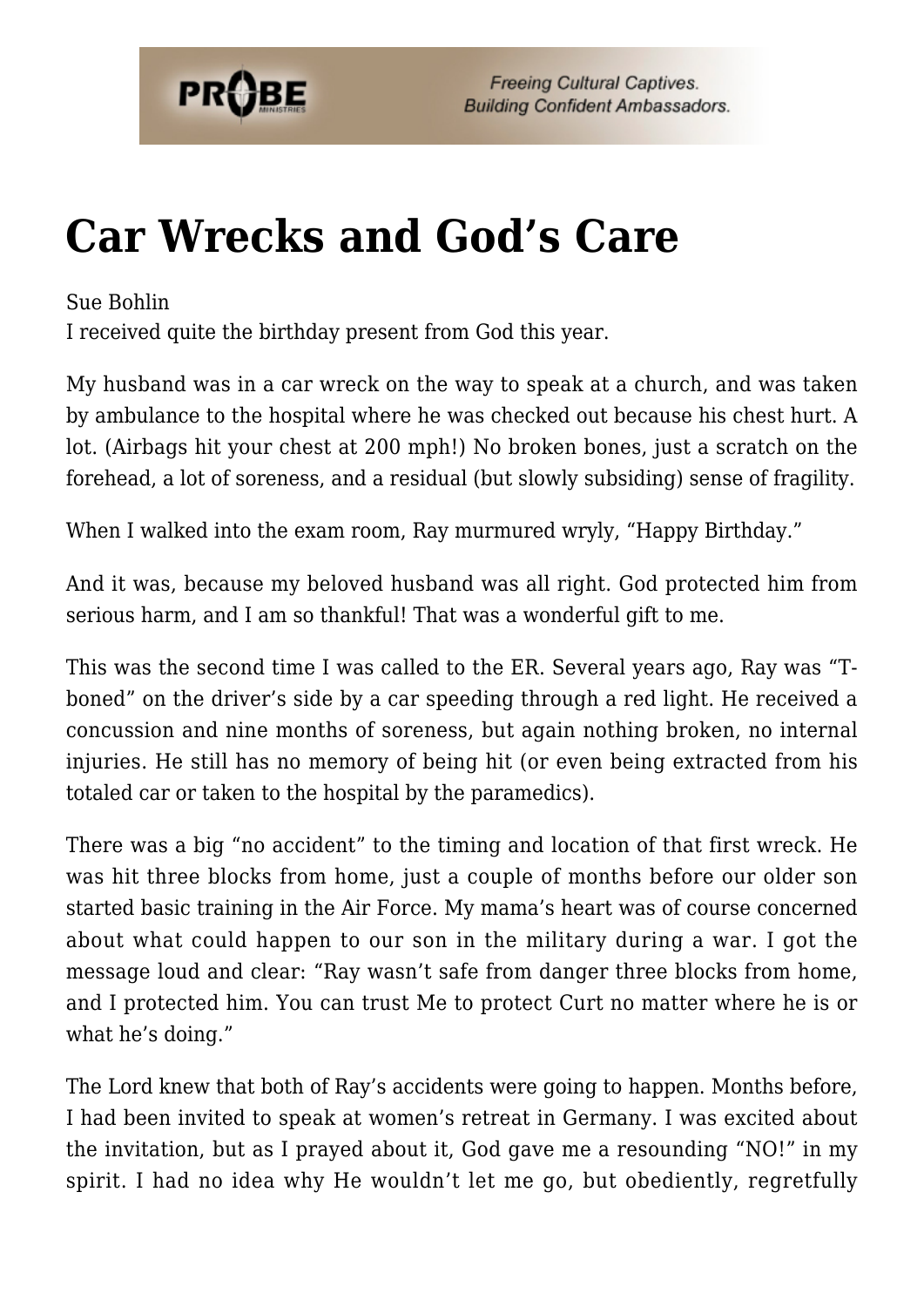# Car Wrecks and God's Care

Sue Bohlin

I received quite the birthday present from God this year.

My husband was in a car wreck on the way to speak at a church, and was taken by ambulance to the hospital where he was checked out because his chest hurt. A lot. (Airbags hit your chest at 200 mph!) No broken bones, just a scratch on the forehead, a lot of soreness, and a residual (but slowly subsiding) sense of fragility.

When I walked into the exam room, Ray murmured wryly, "Happy Birthday."

And it was, because my beloved husband was all right. God protected him from serious harm, and I am so thankful! That was a wonderful gift to me.

This was the second time I was called to the ER. Several years ago, Ray was "T-boned" on the driver's side by a car speeding through a red light. He received a concussion and nine months of soreness, but again nothing broken, no internal injuries. He still has no memory of being hit (or even being extracted from his totaled car or taken to the hospital by the paramedics).

There was a big "no accident" to the timing and location of that first wreck. He was hit three blocks from home, just a couple of months before our older son started basic training in the Air Force. My mama's heart was of course concerned about what could happen to our son in the military during a war. I got the message loud and clear: "Ray wasn't safe from danger three blocks from home, and I protected him. You can trust Me to protect Curt no matter where he is or what he's doing."

The Lord knew that both of Ray's accidents were going to happen. Months before, I had been invited to speak at women's retreat in Germany. I was excited about the invitation, but as I prayed about it, God gave me a resounding "NO!" in my spirit. I had no idea why He wouldn't let me go, but obediently, regretfully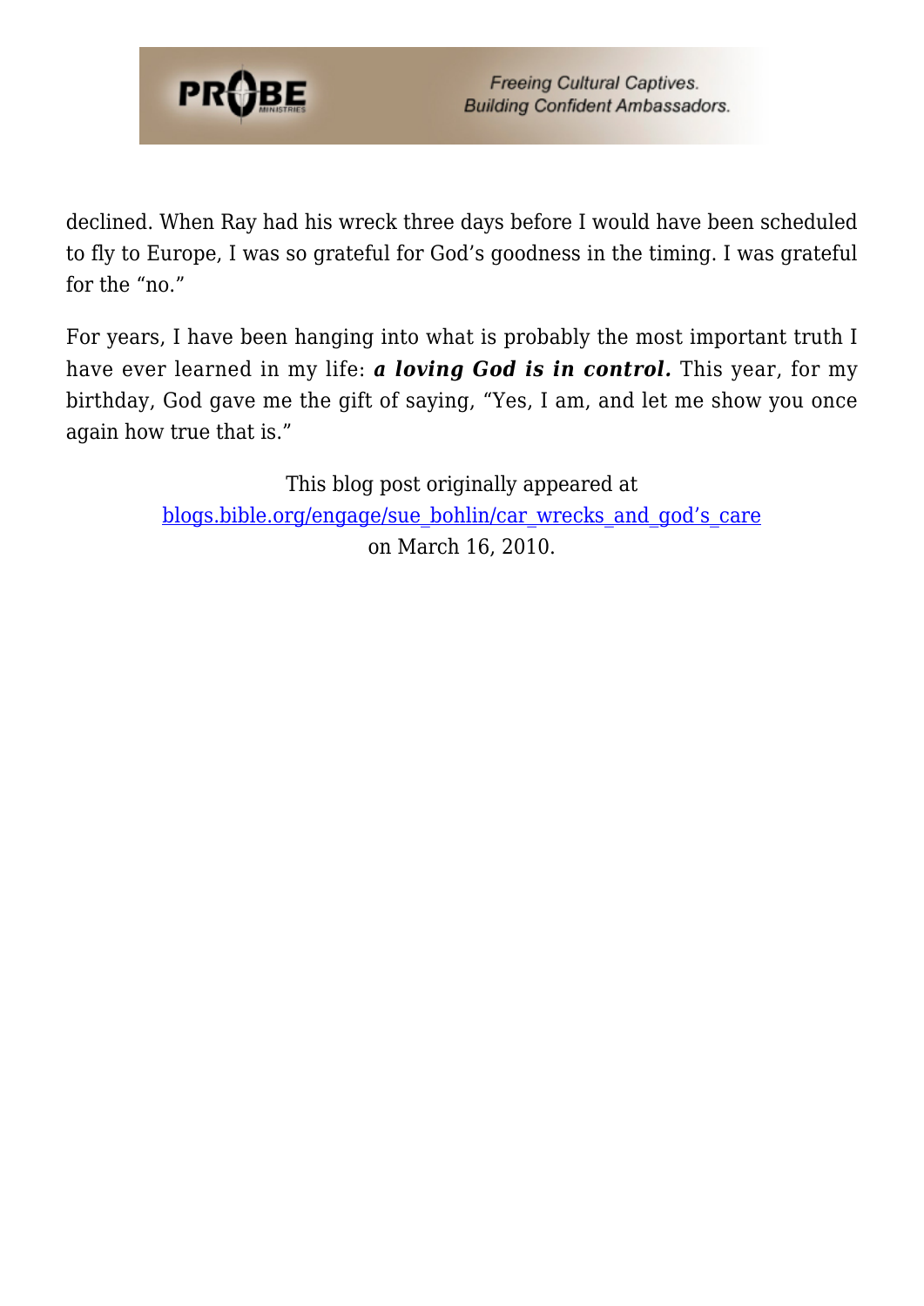declined. When Ray had his wreck three days before I would have been scheduled to fly to Europe, I was so grateful for God's goodness in the timing. I was grateful for the "no."

For years, I have been hanging into what is probably the most important truth I have ever learned in my life: ***a loving God is in control.*** This year, for my birthday, God gave me the gift of saying, "Yes, I am, and let me show you once again how true that is."

This blog post originally appeared at
[blogs.bible.org/engage/sue_bohlin/car_wrecks_and_god's_care](blogs.bible.org/engage/sue_bohlin/car_wrecks_and_god's_care)
on March 16, 2010.